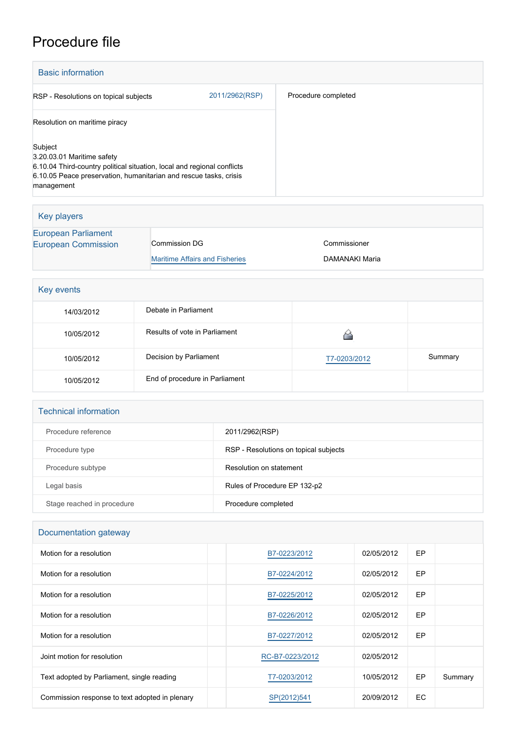# Procedure file

## Basic information

| | | |
|---|---|---|
| RSP - Resolutions on topical subjects | 2011/2962(RSP) | Procedure completed |
| Resolution on maritime piracy | | |
| Subject<br>3.20.03.01 Maritime safety<br>6.10.04 Third-country political situation, local and regional conflicts<br>6.10.05 Peace preservation, humanitarian and rescue tasks, crisis management | | |

## Key players

| | | |
|---|---|---|
| European Parliament | | |
| European Commission | Commission DG | Commissioner |
| | Maritime Affairs and Fisheries | DAMANAKI Maria |

## Key events

| | | | |
|---|---|---|---|
| 14/03/2012 | Debate in Parliament | | |
| 10/05/2012 | Results of vote in Parliament | | |
| 10/05/2012 | Decision by Parliament | T7-0203/2012 | Summary |
| 10/05/2012 | End of procedure in Parliament | | |

## Technical information

| | |
|---|---|
| Procedure reference | 2011/2962(RSP) |
| Procedure type | RSP - Resolutions on topical subjects |
| Procedure subtype | Resolution on statement |
| Legal basis | Rules of Procedure EP 132-p2 |
| Stage reached in procedure | Procedure completed |

## Documentation gateway

| | | | | | |
|---|---|---|---|---|---|
| Motion for a resolution | | B7-0223/2012 | 02/05/2012 | EP | |
| Motion for a resolution | | B7-0224/2012 | 02/05/2012 | EP | |
| Motion for a resolution | | B7-0225/2012 | 02/05/2012 | EP | |
| Motion for a resolution | | B7-0226/2012 | 02/05/2012 | EP | |
| Motion for a resolution | | B7-0227/2012 | 02/05/2012 | EP | |
| Joint motion for resolution | | RC-B7-0223/2012 | 02/05/2012 | | |
| Text adopted by Parliament, single reading | | T7-0203/2012 | 10/05/2012 | EP | Summary |
| Commission response to text adopted in plenary | | SP(2012)541 | 20/09/2012 | EC | |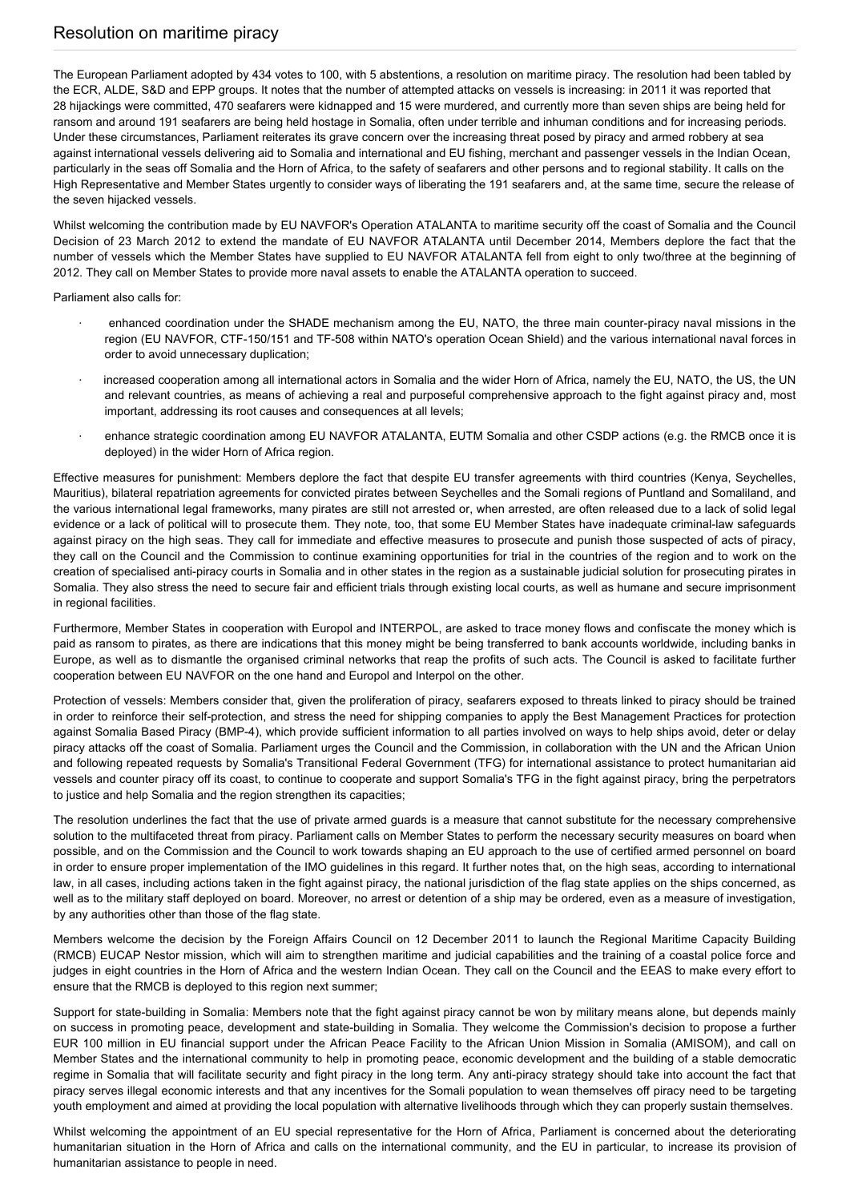## Resolution on maritime piracy

The European Parliament adopted by 434 votes to 100, with 5 abstentions, a resolution on maritime piracy. The resolution had been tabled by the ECR, ALDE, S&D and EPP groups. It notes that the number of attempted attacks on vessels is increasing: in 2011 it was reported that 28 hijackings were committed, 470 seafarers were kidnapped and 15 were murdered, and currently more than seven ships are being held for ransom and around 191 seafarers are being held hostage in Somalia, often under terrible and inhuman conditions and for increasing periods. Under these circumstances, Parliament reiterates its grave concern over the increasing threat posed by piracy and armed robbery at sea against international vessels delivering aid to Somalia and international and EU fishing, merchant and passenger vessels in the Indian Ocean, particularly in the seas off Somalia and the Horn of Africa, to the safety of seafarers and other persons and to regional stability. It calls on the High Representative and Member States urgently to consider ways of liberating the 191 seafarers and, at the same time, secure the release of the seven hijacked vessels.

Whilst welcoming the contribution made by EU NAVFOR's Operation ATALANTA to maritime security off the coast of Somalia and the Council Decision of 23 March 2012 to extend the mandate of EU NAVFOR ATALANTA until December 2014, Members deplore the fact that the number of vessels which the Member States have supplied to EU NAVFOR ATALANTA fell from eight to only two/three at the beginning of 2012. They call on Member States to provide more naval assets to enable the ATALANTA operation to succeed.

Parliament also calls for:

- enhanced coordination under the SHADE mechanism among the EU, NATO, the three main counter-piracy naval missions in the region (EU NAVFOR, CTF-150/151 and TF-508 within NATO's operation Ocean Shield) and the various international naval forces in order to avoid unnecessary duplication;
- increased cooperation among all international actors in Somalia and the wider Horn of Africa, namely the EU, NATO, the US, the UN and relevant countries, as means of achieving a real and purposeful comprehensive approach to the fight against piracy and, most important, addressing its root causes and consequences at all levels;
- enhance strategic coordination among EU NAVFOR ATALANTA, EUTM Somalia and other CSDP actions (e.g. the RMCB once it is deployed) in the wider Horn of Africa region.

Effective measures for punishment: Members deplore the fact that despite EU transfer agreements with third countries (Kenya, Seychelles, Mauritius), bilateral repatriation agreements for convicted pirates between Seychelles and the Somali regions of Puntland and Somaliland, and the various international legal frameworks, many pirates are still not arrested or, when arrested, are often released due to a lack of solid legal evidence or a lack of political will to prosecute them. They note, too, that some EU Member States have inadequate criminal-law safeguards against piracy on the high seas. They call for immediate and effective measures to prosecute and punish those suspected of acts of piracy, they call on the Council and the Commission to continue examining opportunities for trial in the countries of the region and to work on the creation of specialised anti-piracy courts in Somalia and in other states in the region as a sustainable judicial solution for prosecuting pirates in Somalia. They also stress the need to secure fair and efficient trials through existing local courts, as well as humane and secure imprisonment in regional facilities.

Furthermore, Member States in cooperation with Europol and INTERPOL, are asked to trace money flows and confiscate the money which is paid as ransom to pirates, as there are indications that this money might be being transferred to bank accounts worldwide, including banks in Europe, as well as to dismantle the organised criminal networks that reap the profits of such acts. The Council is asked to facilitate further cooperation between EU NAVFOR on the one hand and Europol and Interpol on the other.

Protection of vessels: Members consider that, given the proliferation of piracy, seafarers exposed to threats linked to piracy should be trained in order to reinforce their self-protection, and stress the need for shipping companies to apply the Best Management Practices for protection against Somalia Based Piracy (BMP-4), which provide sufficient information to all parties involved on ways to help ships avoid, deter or delay piracy attacks off the coast of Somalia. Parliament urges the Council and the Commission, in collaboration with the UN and the African Union and following repeated requests by Somalia's Transitional Federal Government (TFG) for international assistance to protect humanitarian aid vessels and counter piracy off its coast, to continue to cooperate and support Somalia's TFG in the fight against piracy, bring the perpetrators to justice and help Somalia and the region strengthen its capacities;

The resolution underlines the fact that the use of private armed guards is a measure that cannot substitute for the necessary comprehensive solution to the multifaceted threat from piracy. Parliament calls on Member States to perform the necessary security measures on board when possible, and on the Commission and the Council to work towards shaping an EU approach to the use of certified armed personnel on board in order to ensure proper implementation of the IMO guidelines in this regard. It further notes that, on the high seas, according to international law, in all cases, including actions taken in the fight against piracy, the national jurisdiction of the flag state applies on the ships concerned, as well as to the military staff deployed on board. Moreover, no arrest or detention of a ship may be ordered, even as a measure of investigation, by any authorities other than those of the flag state.

Members welcome the decision by the Foreign Affairs Council on 12 December 2011 to launch the Regional Maritime Capacity Building (RMCB) EUCAP Nestor mission, which will aim to strengthen maritime and judicial capabilities and the training of a coastal police force and judges in eight countries in the Horn of Africa and the western Indian Ocean. They call on the Council and the EEAS to make every effort to ensure that the RMCB is deployed to this region next summer;

Support for state-building in Somalia: Members note that the fight against piracy cannot be won by military means alone, but depends mainly on success in promoting peace, development and state-building in Somalia. They welcome the Commission's decision to propose a further EUR 100 million in EU financial support under the African Peace Facility to the African Union Mission in Somalia (AMISOM), and call on Member States and the international community to help in promoting peace, economic development and the building of a stable democratic regime in Somalia that will facilitate security and fight piracy in the long term. Any anti-piracy strategy should take into account the fact that piracy serves illegal economic interests and that any incentives for the Somali population to wean themselves off piracy need to be targeting youth employment and aimed at providing the local population with alternative livelihoods through which they can properly sustain themselves.

Whilst welcoming the appointment of an EU special representative for the Horn of Africa, Parliament is concerned about the deteriorating humanitarian situation in the Horn of Africa and calls on the international community, and the EU in particular, to increase its provision of humanitarian assistance to people in need.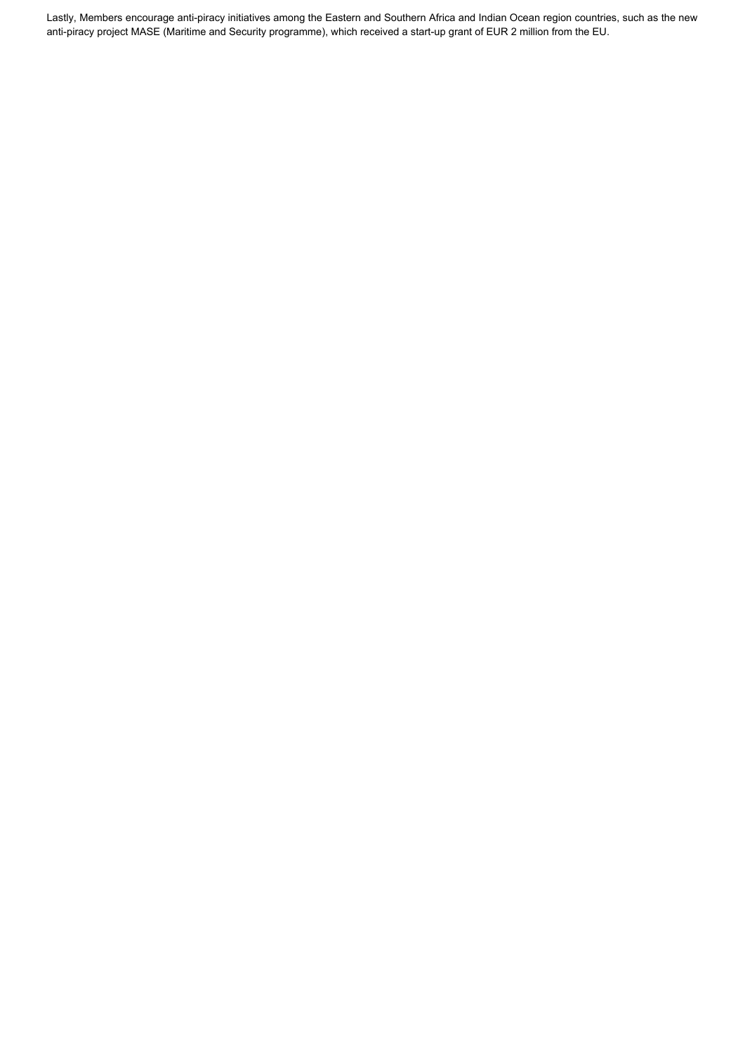Lastly, Members encourage anti-piracy initiatives among the Eastern and Southern Africa and Indian Ocean region countries, such as the new anti-piracy project MASE (Maritime and Security programme), which received a start-up grant of EUR 2 million from the EU.